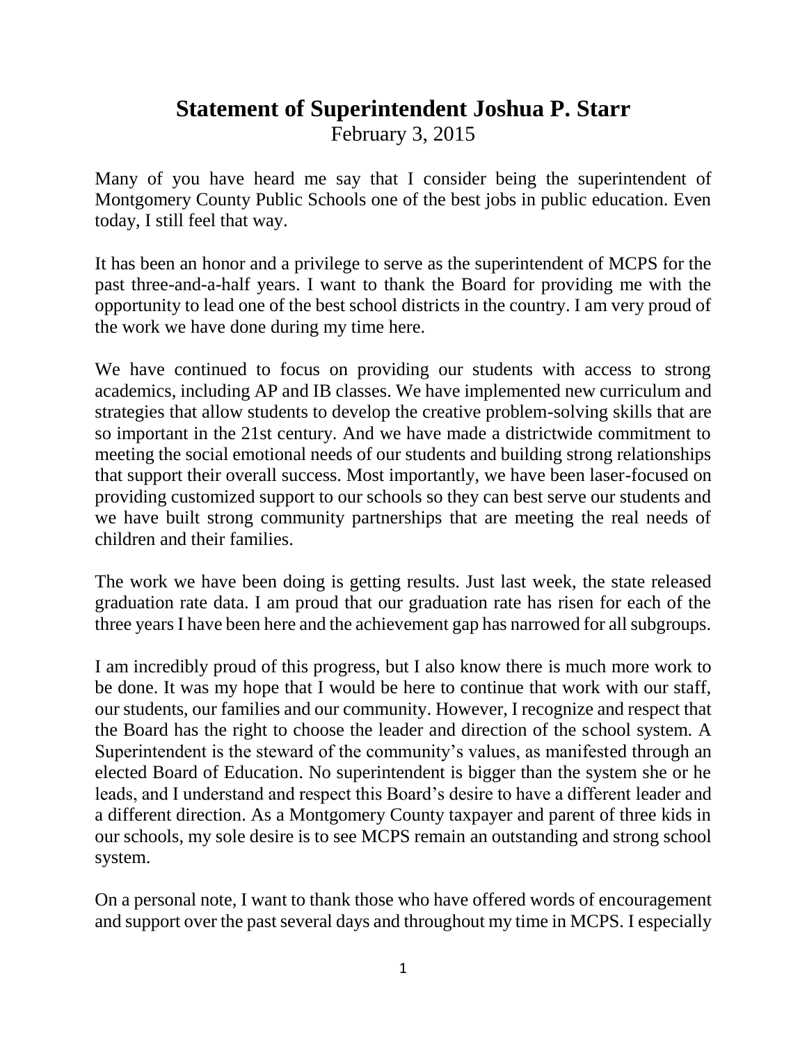# Statement of Superintendent Joshua P. Starr

February 3, 2015

Many of you have heard me say that I consider being the superintendent of Montgomery County Public Schools one of the best jobs in public education. Even today, I still feel that way.

It has been an honor and a privilege to serve as the superintendent of MCPS for the past three-and-a-half years. I want to thank the Board for providing me with the opportunity to lead one of the best school districts in the country. I am very proud of the work we have done during my time here.

We have continued to focus on providing our students with access to strong academics, including AP and IB classes. We have implemented new curriculum and strategies that allow students to develop the creative problem-solving skills that are so important in the 21st century. And we have made a districtwide commitment to meeting the social emotional needs of our students and building strong relationships that support their overall success. Most importantly, we have been laser-focused on providing customized support to our schools so they can best serve our students and we have built strong community partnerships that are meeting the real needs of children and their families.

The work we have been doing is getting results. Just last week, the state released graduation rate data. I am proud that our graduation rate has risen for each of the three years I have been here and the achievement gap has narrowed for all subgroups.

I am incredibly proud of this progress, but I also know there is much more work to be done. It was my hope that I would be here to continue that work with our staff, our students, our families and our community. However, I recognize and respect that the Board has the right to choose the leader and direction of the school system. A Superintendent is the steward of the community's values, as manifested through an elected Board of Education. No superintendent is bigger than the system she or he leads, and I understand and respect this Board's desire to have a different leader and a different direction. As a Montgomery County taxpayer and parent of three kids in our schools, my sole desire is to see MCPS remain an outstanding and strong school system.

On a personal note, I want to thank those who have offered words of encouragement and support over the past several days and throughout my time in MCPS. I especially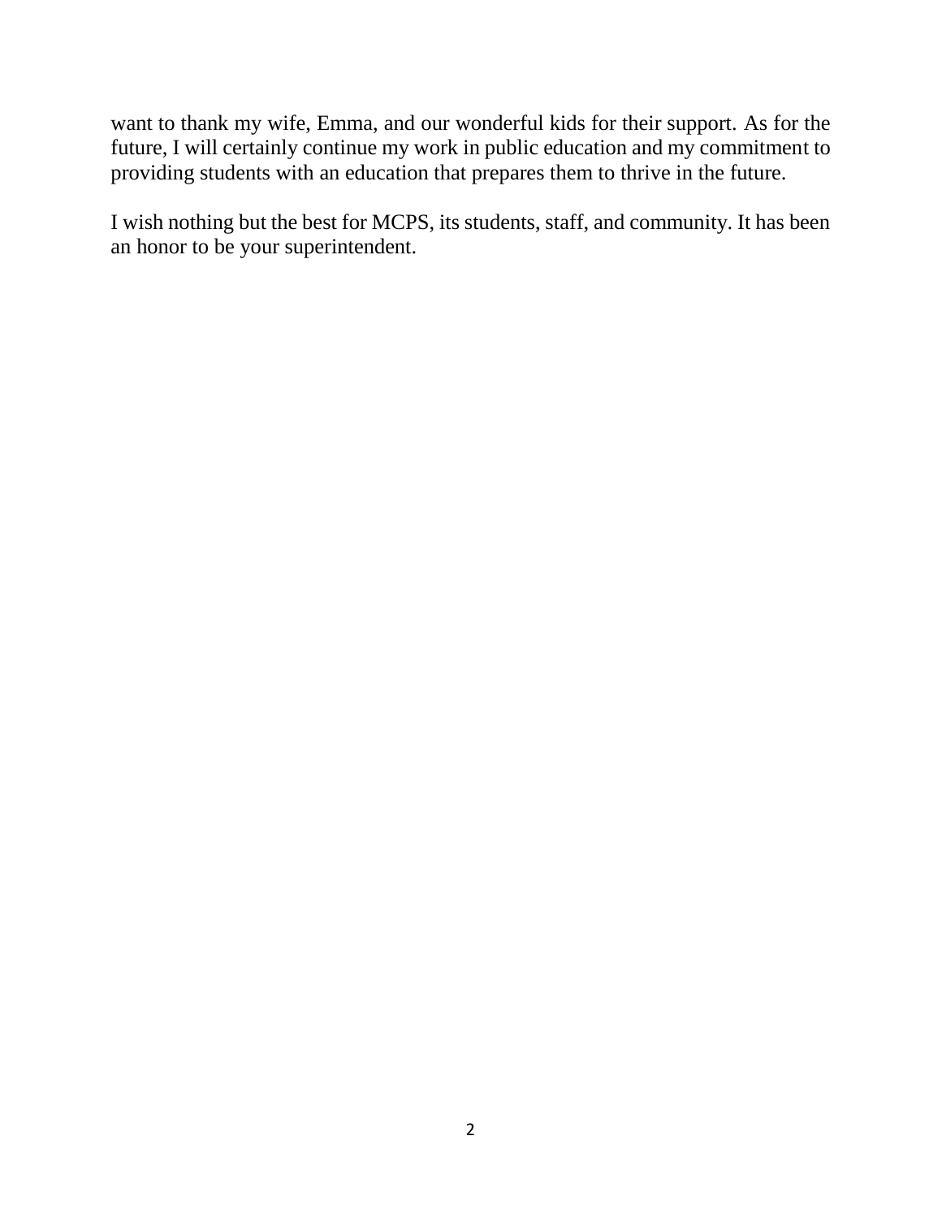want to thank my wife, Emma, and our wonderful kids for their support. As for the future, I will certainly continue my work in public education and my commitment to providing students with an education that prepares them to thrive in the future.

I wish nothing but the best for MCPS, its students, staff, and community. It has been an honor to be your superintendent.